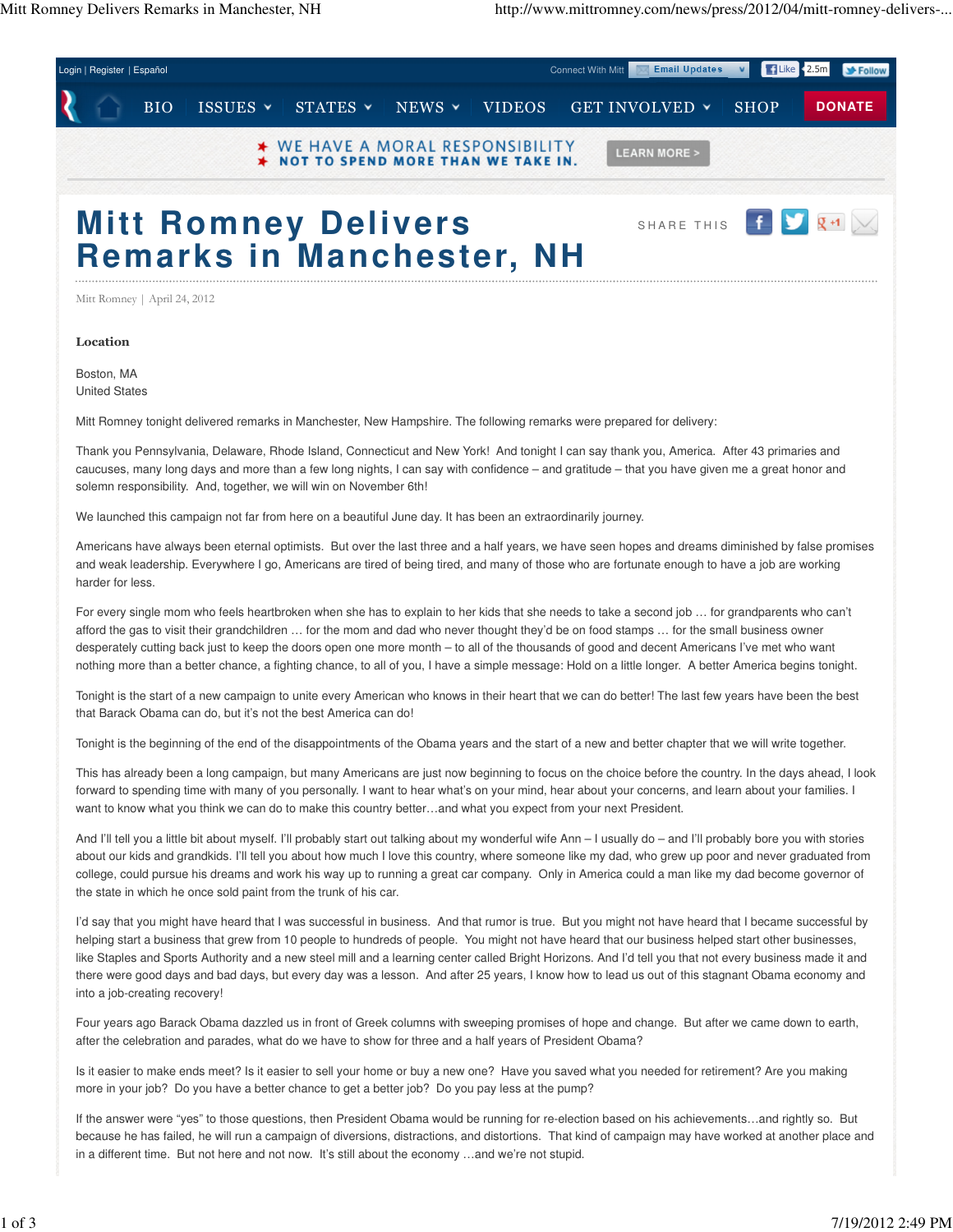# Mitt Romney Delivers Remarks in Manchester, NH

Mitt Romney | April 24, 2012

**Location**

Boston, MA
United States

Mitt Romney tonight delivered remarks in Manchester, New Hampshire. The following remarks were prepared for delivery:

Thank you Pennsylvania, Delaware, Rhode Island, Connecticut and New York! And tonight I can say thank you, America. After 43 primaries and caucuses, many long days and more than a few long nights, I can say with confidence – and gratitude – that you have given me a great honor and solemn responsibility. And, together, we will win on November 6th!

We launched this campaign not far from here on a beautiful June day. It has been an extraordinarily journey.

Americans have always been eternal optimists. But over the last three and a half years, we have seen hopes and dreams diminished by false promises and weak leadership. Everywhere I go, Americans are tired of being tired, and many of those who are fortunate enough to have a job are working harder for less.

For every single mom who feels heartbroken when she has to explain to her kids that she needs to take a second job … for grandparents who can't afford the gas to visit their grandchildren … for the mom and dad who never thought they'd be on food stamps … for the small business owner desperately cutting back just to keep the doors open one more month – to all of the thousands of good and decent Americans I've met who want nothing more than a better chance, a fighting chance, to all of you, I have a simple message: Hold on a little longer. A better America begins tonight.

Tonight is the start of a new campaign to unite every American who knows in their heart that we can do better! The last few years have been the best that Barack Obama can do, but it's not the best America can do!

Tonight is the beginning of the end of the disappointments of the Obama years and the start of a new and better chapter that we will write together.

This has already been a long campaign, but many Americans are just now beginning to focus on the choice before the country. In the days ahead, I look forward to spending time with many of you personally. I want to hear what's on your mind, hear about your concerns, and learn about your families. I want to know what you think we can do to make this country better…and what you expect from your next President.

And I'll tell you a little bit about myself. I'll probably start out talking about my wonderful wife Ann – I usually do – and I'll probably bore you with stories about our kids and grandkids. I'll tell you about how much I love this country, where someone like my dad, who grew up poor and never graduated from college, could pursue his dreams and work his way up to running a great car company. Only in America could a man like my dad become governor of the state in which he once sold paint from the trunk of his car.

I'd say that you might have heard that I was successful in business. And that rumor is true. But you might not have heard that I became successful by helping start a business that grew from 10 people to hundreds of people. You might not have heard that our business helped start other businesses, like Staples and Sports Authority and a new steel mill and a learning center called Bright Horizons. And I'd tell you that not every business made it and there were good days and bad days, but every day was a lesson. And after 25 years, I know how to lead us out of this stagnant Obama economy and into a job-creating recovery!

Four years ago Barack Obama dazzled us in front of Greek columns with sweeping promises of hope and change. But after we came down to earth, after the celebration and parades, what do we have to show for three and a half years of President Obama?

Is it easier to make ends meet? Is it easier to sell your home or buy a new one? Have you saved what you needed for retirement? Are you making more in your job? Do you have a better chance to get a better job? Do you pay less at the pump?

If the answer were "yes" to those questions, then President Obama would be running for re-election based on his achievements…and rightly so. But because he has failed, he will run a campaign of diversions, distractions, and distortions. That kind of campaign may have worked at another place and in a different time. But not here and not now. It's still about the economy …and we're not stupid.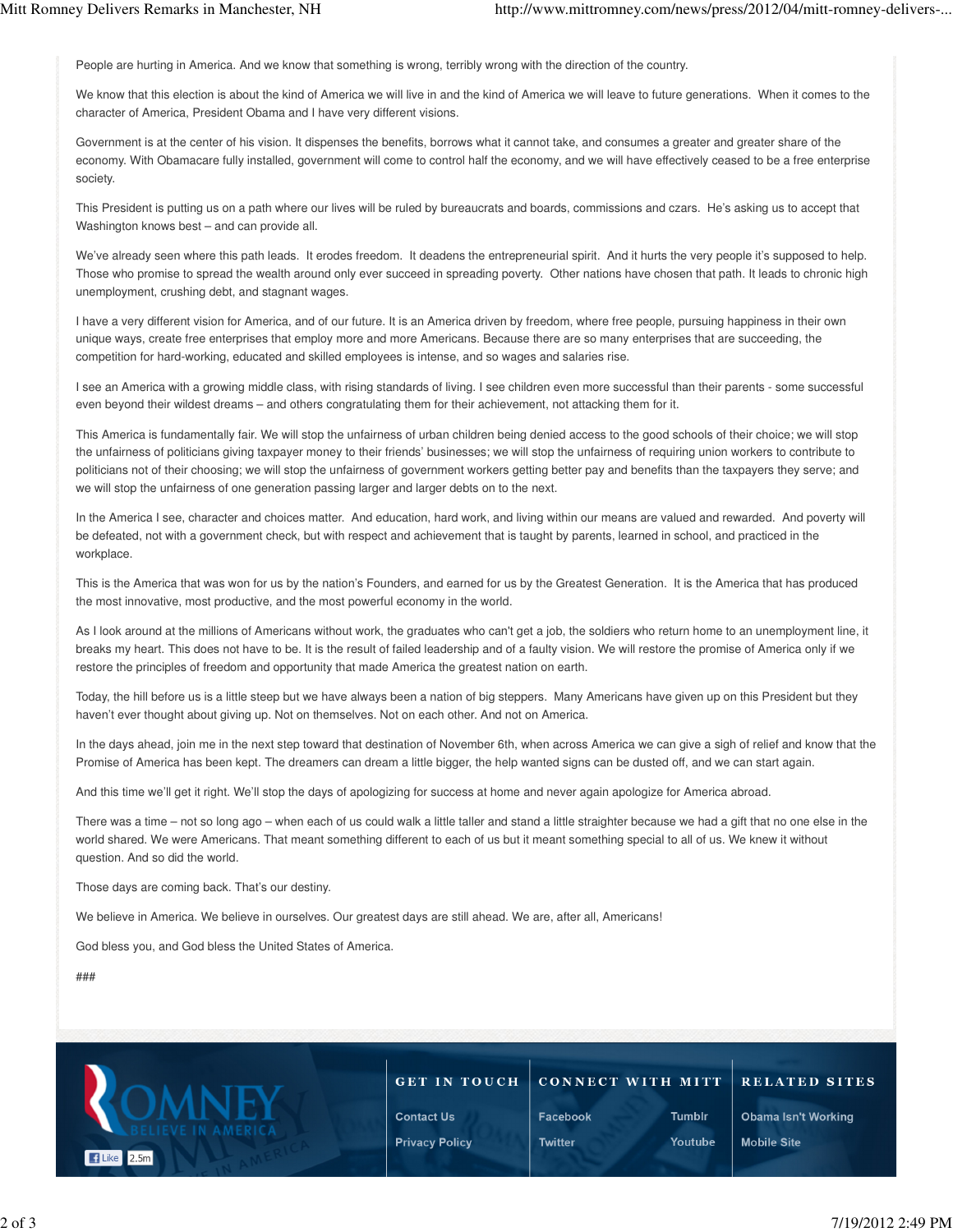People are hurting in America. And we know that something is wrong, terribly wrong with the direction of the country.

We know that this election is about the kind of America we will live in and the kind of America we will leave to future generations. When it comes to the character of America, President Obama and I have very different visions.

Government is at the center of his vision. It dispenses the benefits, borrows what it cannot take, and consumes a greater and greater share of the economy. With Obamacare fully installed, government will come to control half the economy, and we will have effectively ceased to be a free enterprise society.

This President is putting us on a path where our lives will be ruled by bureaucrats and boards, commissions and czars. He's asking us to accept that Washington knows best – and can provide all.

We've already seen where this path leads. It erodes freedom. It deadens the entrepreneurial spirit. And it hurts the very people it's supposed to help. Those who promise to spread the wealth around only ever succeed in spreading poverty. Other nations have chosen that path. It leads to chronic high unemployment, crushing debt, and stagnant wages.

I have a very different vision for America, and of our future. It is an America driven by freedom, where free people, pursuing happiness in their own unique ways, create free enterprises that employ more and more Americans. Because there are so many enterprises that are succeeding, the competition for hard-working, educated and skilled employees is intense, and so wages and salaries rise.

I see an America with a growing middle class, with rising standards of living. I see children even more successful than their parents - some successful even beyond their wildest dreams – and others congratulating them for their achievement, not attacking them for it.

This America is fundamentally fair. We will stop the unfairness of urban children being denied access to the good schools of their choice; we will stop the unfairness of politicians giving taxpayer money to their friends' businesses; we will stop the unfairness of requiring union workers to contribute to politicians not of their choosing; we will stop the unfairness of government workers getting better pay and benefits than the taxpayers they serve; and we will stop the unfairness of one generation passing larger and larger debts on to the next.

In the America I see, character and choices matter. And education, hard work, and living within our means are valued and rewarded. And poverty will be defeated, not with a government check, but with respect and achievement that is taught by parents, learned in school, and practiced in the workplace.

This is the America that was won for us by the nation's Founders, and earned for us by the Greatest Generation. It is the America that has produced the most innovative, most productive, and the most powerful economy in the world.

As I look around at the millions of Americans without work, the graduates who can't get a job, the soldiers who return home to an unemployment line, it breaks my heart. This does not have to be. It is the result of failed leadership and of a faulty vision. We will restore the promise of America only if we restore the principles of freedom and opportunity that made America the greatest nation on earth.

Today, the hill before us is a little steep but we have always been a nation of big steppers. Many Americans have given up on this President but they haven't ever thought about giving up. Not on themselves. Not on each other. And not on America.

In the days ahead, join me in the next step toward that destination of November 6th, when across America we can give a sigh of relief and know that the Promise of America has been kept. The dreamers can dream a little bigger, the help wanted signs can be dusted off, and we can start again.

And this time we'll get it right. We'll stop the days of apologizing for success at home and never again apologize for America abroad.

There was a time – not so long ago – when each of us could walk a little taller and stand a little straighter because we had a gift that no one else in the world shared. We were Americans. That meant something different to each of us but it meant something special to all of us. We knew it without question. And so did the world.

Those days are coming back. That's our destiny.

We believe in America. We believe in ourselves. Our greatest days are still ahead. We are, after all, Americans!

God bless you, and God bless the United States of America.

###

ROMNEY BELIEVE IN AMERICA

Like 2.5m

GET IN TOUCH
Contact Us
Privacy Policy

CONNECT WITH MITT
Facebook
Tumblr
Twitter
Youtube

RELATED SITES
Obama Isn't Working
Mobile Site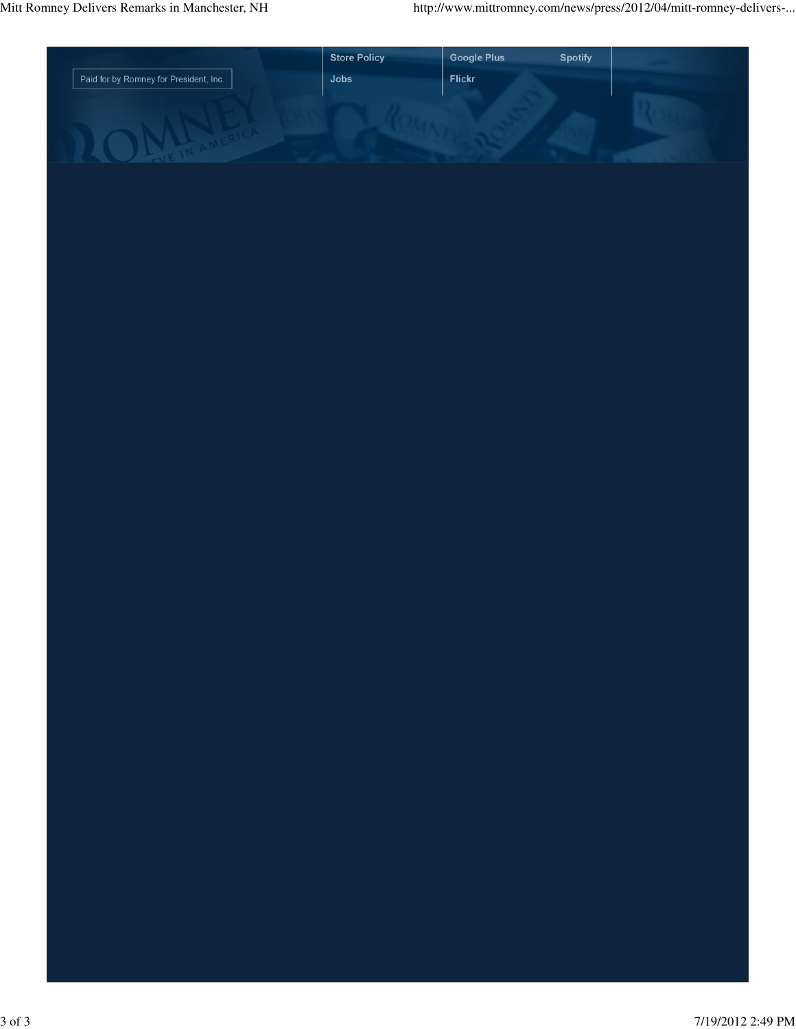Paid for by Romney for President, Inc.

Store Policy

Jobs

Google Plus

Flickr

Spotify